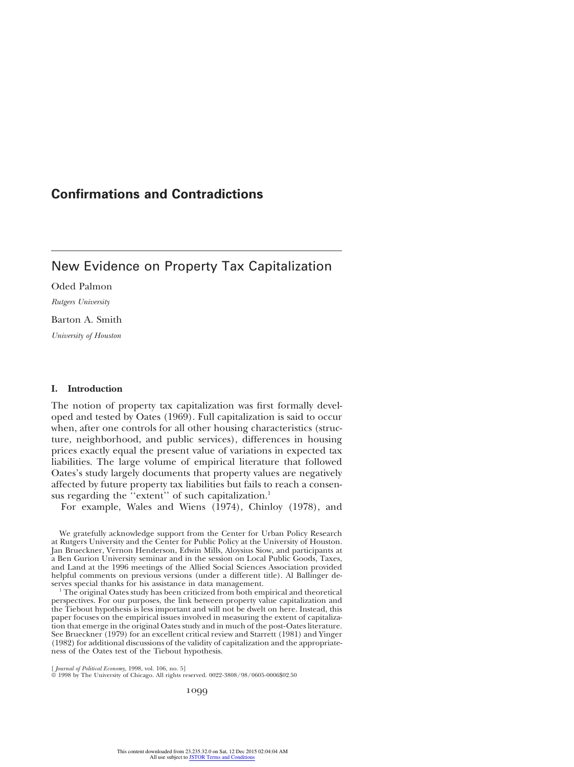# Confirmations and Contradictions

## New Evidence on Property Tax Capitalization

Oded Palmon

*Rutgers University*

Barton A. Smith

*University of Houston*

### I. Introduction

The notion of property tax capitalization was first formally developed and tested by Oates (1969). Full capitalization is said to occur when, after one controls for all other housing characteristics (structure, neighborhood, and public services), differences in housing prices exactly equal the present value of variations in expected tax liabilities. The large volume of empirical literature that followed Oates's study largely documents that property values are negatively affected by future property tax liabilities but fails to reach a consensus regarding the "extent" of such capitalization.[1]

For example, Wales and Wiens (1974), Chinloy (1978), and

---

We gratefully acknowledge support from the Center for Urban Policy Research at Rutgers University and the Center for Public Policy at the University of Houston. Jan Brueckner, Vernon Henderson, Edwin Mills, Aloysius Siow, and participants at a Ben Gurion University seminar and in the session on Local Public Goods, Taxes, and Land at the 1996 meetings of the Allied Social Sciences Association provided helpful comments on previous versions (under a different title). Al Ballinger deserves special thanks for his assistance in data management.

[1] The original Oates study has been criticized from both empirical and theoretical perspectives. For our purposes, the link between property value capitalization and the Tiebout hypothesis is less important and will not be dwelt on here. Instead, this paper focuses on the empirical issues involved in measuring the extent of capitalization that emerge in the original Oates study and in much of the post-Oates literature. See Brueckner (1979) for an excellent critical review and Starrett (1981) and Yinger (1982) for additional discussions of the validity of capitalization and the appropriateness of the Oates test of the Tiebout hypothesis.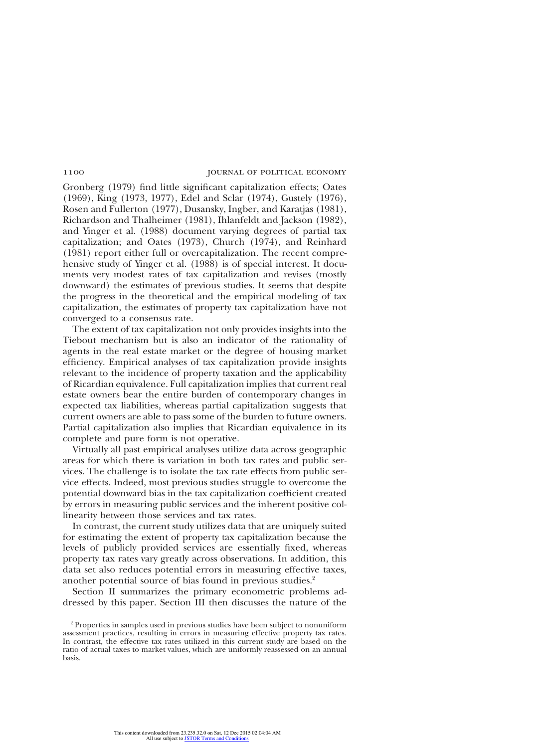Gronberg (1979) find little significant capitalization effects; Oates (1969), King (1973, 1977), Edel and Sclar (1974), Gustely (1976), Rosen and Fullerton (1977), Dusansky, Ingber, and Karatjas (1981), Richardson and Thalheimer (1981), Ihlanfeldt and Jackson (1982), and Yinger et al. (1988) document varying degrees of partial tax capitalization; and Oates (1973), Church (1974), and Reinhard (1981) report either full or overcapitalization. The recent comprehensive study of Yinger et al. (1988) is of special interest. It documents very modest rates of tax capitalization and revises (mostly downward) the estimates of previous studies. It seems that despite the progress in the theoretical and the empirical modeling of tax capitalization, the estimates of property tax capitalization have not converged to a consensus rate.

The extent of tax capitalization not only provides insights into the Tiebout mechanism but is also an indicator of the rationality of agents in the real estate market or the degree of housing market efficiency. Empirical analyses of tax capitalization provide insights relevant to the incidence of property taxation and the applicability of Ricardian equivalence. Full capitalization implies that current real estate owners bear the entire burden of contemporary changes in expected tax liabilities, whereas partial capitalization suggests that current owners are able to pass some of the burden to future owners. Partial capitalization also implies that Ricardian equivalence in its complete and pure form is not operative.

Virtually all past empirical analyses utilize data across geographic areas for which there is variation in both tax rates and public services. The challenge is to isolate the tax rate effects from public service effects. Indeed, most previous studies struggle to overcome the potential downward bias in the tax capitalization coefficient created by errors in measuring public services and the inherent positive collinearity between those services and tax rates.

In contrast, the current study utilizes data that are uniquely suited for estimating the extent of property tax capitalization because the levels of publicly provided services are essentially fixed, whereas property tax rates vary greatly across observations. In addition, this data set also reduces potential errors in measuring effective taxes, another potential source of bias found in previous studies.[2]

Section II summarizes the primary econometric problems addressed by this paper. Section III then discusses the nature of the

[2] Properties in samples used in previous studies have been subject to nonuniform assessment practices, resulting in errors in measuring effective property tax rates. In contrast, the effective tax rates utilized in this current study are based on the ratio of actual taxes to market values, which are uniformly reassessed on an annual basis.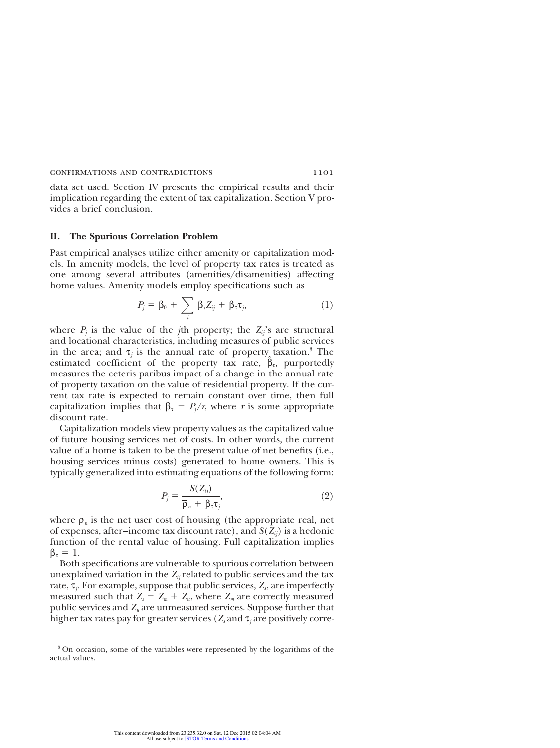data set used. Section IV presents the empirical results and their implication regarding the extent of tax capitalization. Section V provides a brief conclusion.

## II. The Spurious Correlation Problem

Past empirical analyses utilize either amenity or capitalization models. In amenity models, the level of property tax rates is treated as one among several attributes (amenities/disamenities) affecting home values. Amenity models employ specifications such as

$$P_j = \beta_0 + \sum_i \beta_i Z_{ij} + \beta_\tau \tau_j, \tag{1}$$

where $P_j$ is the value of the $j$th property; the $Z_{ij}$'s are structural and locational characteristics, including measures of public services in the area; and $\tau_j$ is the annual rate of property taxation.[3] The estimated coefficient of the property tax rate, $\hat{\beta}_\tau$, purportedly measures the ceteris paribus impact of a change in the annual rate of property taxation on the value of residential property. If the current tax rate is expected to remain constant over time, then full capitalization implies that $\beta_\tau = P_j/r$, where $r$ is some appropriate discount rate.

Capitalization models view property values as the capitalized value of future housing services net of costs. In other words, the current value of a home is taken to be the present value of net benefits (i.e., housing services minus costs) generated to home owners. This is typically generalized into estimating equations of the following form:

$$P_j = \frac{S(Z_{ij})}{\overline{\rho}_n + \beta_\tau \tau_j}, \tag{2}$$

where $\overline{\rho}_n$ is the net user cost of housing (the appropriate real, net of expenses, after–income tax discount rate), and $S(Z_{ij})$ is a hedonic function of the rental value of housing. Full capitalization implies $\beta_\tau = 1$.

Both specifications are vulnerable to spurious correlation between unexplained variation in the $Z_{ij}$ related to public services and the tax rate, $\tau_j$. For example, suppose that public services, $Z_s$, are imperfectly measured such that $Z_s = Z_m + Z_u$, where $Z_m$ are correctly measured public services and $Z_u$ are unmeasured services. Suppose further that higher tax rates pay for greater services ($Z_s$ and $\tau_j$ are positively corre-

[3] On occasion, some of the variables were represented by the logarithms of the actual values.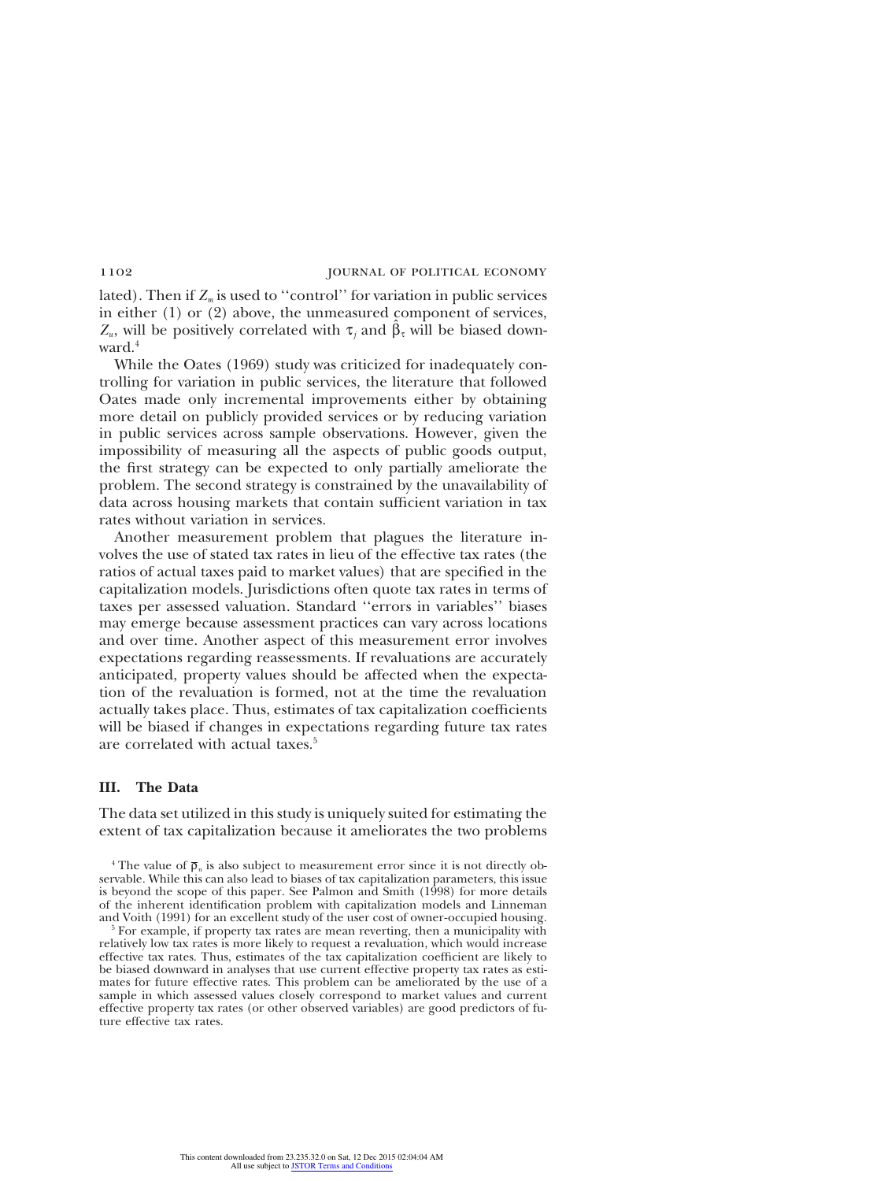lated). Then if $Z_m$ is used to ''control'' for variation in public services in either (1) or (2) above, the unmeasured component of services, $Z_u$, will be positively correlated with $\tau_j$ and $\hat{\beta}_\tau$ will be biased downward.[4]

While the Oates (1969) study was criticized for inadequately controlling for variation in public services, the literature that followed Oates made only incremental improvements either by obtaining more detail on publicly provided services or by reducing variation in public services across sample observations. However, given the impossibility of measuring all the aspects of public goods output, the first strategy can be expected to only partially ameliorate the problem. The second strategy is constrained by the unavailability of data across housing markets that contain sufficient variation in tax rates without variation in services.

Another measurement problem that plagues the literature involves the use of stated tax rates in lieu of the effective tax rates (the ratios of actual taxes paid to market values) that are specified in the capitalization models. Jurisdictions often quote tax rates in terms of taxes per assessed valuation. Standard ''errors in variables'' biases may emerge because assessment practices can vary across locations and over time. Another aspect of this measurement error involves expectations regarding reassessments. If revaluations are accurately anticipated, property values should be affected when the expectation of the revaluation is formed, not at the time the revaluation actually takes place. Thus, estimates of tax capitalization coefficients will be biased if changes in expectations regarding future tax rates are correlated with actual taxes.[5]

## III. The Data

The data set utilized in this study is uniquely suited for estimating the extent of tax capitalization because it ameliorates the two problems

[4] The value of $\bar{\rho}_n$ is also subject to measurement error since it is not directly observable. While this can also lead to biases of tax capitalization parameters, this issue is beyond the scope of this paper. See Palmon and Smith (1998) for more details of the inherent identification problem with capitalization models and Linneman and Voith (1991) for an excellent study of the user cost of owner-occupied housing.

[5] For example, if property tax rates are mean reverting, then a municipality with relatively low tax rates is more likely to request a revaluation, which would increase effective tax rates. Thus, estimates of the tax capitalization coefficient are likely to be biased downward in analyses that use current effective property tax rates as estimates for future effective rates. This problem can be ameliorated by the use of a sample in which assessed values closely correspond to market values and current effective property tax rates (or other observed variables) are good predictors of future effective tax rates.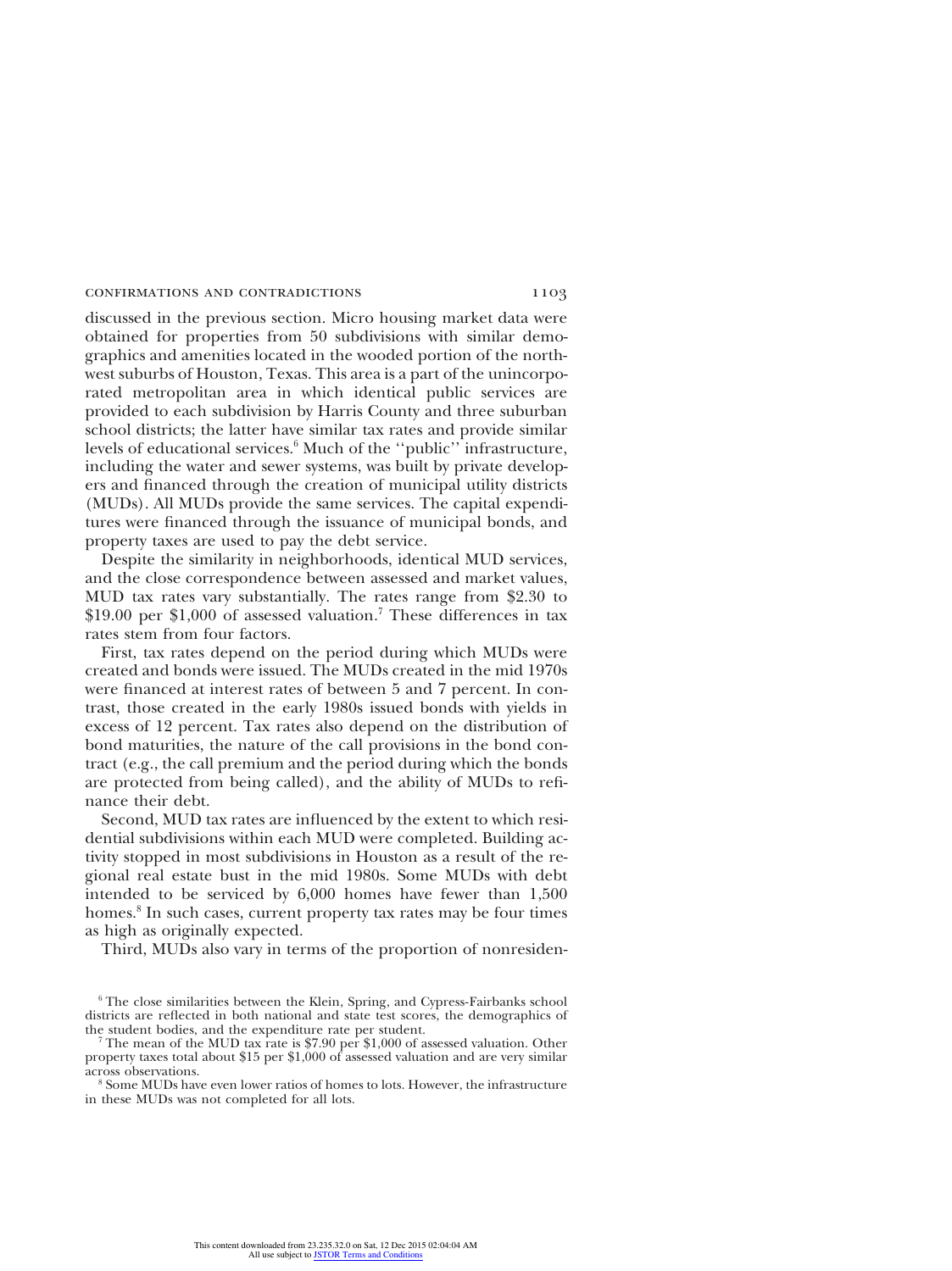discussed in the previous section. Micro housing market data were obtained for properties from 50 subdivisions with similar demographics and amenities located in the wooded portion of the northwest suburbs of Houston, Texas. This area is a part of the unincorporated metropolitan area in which identical public services are provided to each subdivision by Harris County and three suburban school districts; the latter have similar tax rates and provide similar levels of educational services.[6] Much of the ''public'' infrastructure, including the water and sewer systems, was built by private developers and financed through the creation of municipal utility districts (MUDs). All MUDs provide the same services. The capital expenditures were financed through the issuance of municipal bonds, and property taxes are used to pay the debt service.

Despite the similarity in neighborhoods, identical MUD services, and the close correspondence between assessed and market values, MUD tax rates vary substantially. The rates range from $2.30 to $19.00 per $1,000 of assessed valuation.[7] These differences in tax rates stem from four factors.

First, tax rates depend on the period during which MUDs were created and bonds were issued. The MUDs created in the mid 1970s were financed at interest rates of between 5 and 7 percent. In contrast, those created in the early 1980s issued bonds with yields in excess of 12 percent. Tax rates also depend on the distribution of bond maturities, the nature of the call provisions in the bond contract (e.g., the call premium and the period during which the bonds are protected from being called), and the ability of MUDs to refinance their debt.

Second, MUD tax rates are influenced by the extent to which residential subdivisions within each MUD were completed. Building activity stopped in most subdivisions in Houston as a result of the regional real estate bust in the mid 1980s. Some MUDs with debt intended to be serviced by 6,000 homes have fewer than 1,500 homes.[8] In such cases, current property tax rates may be four times as high as originally expected.

Third, MUDs also vary in terms of the proportion of nonresiden-

[6] The close similarities between the Klein, Spring, and Cypress-Fairbanks school districts are reflected in both national and state test scores, the demographics of the student bodies, and the expenditure rate per student.

[7] The mean of the MUD tax rate is $7.90 per $1,000 of assessed valuation. Other property taxes total about $15 per $1,000 of assessed valuation and are very similar across observations.

[8] Some MUDs have even lower ratios of homes to lots. However, the infrastructure in these MUDs was not completed for all lots.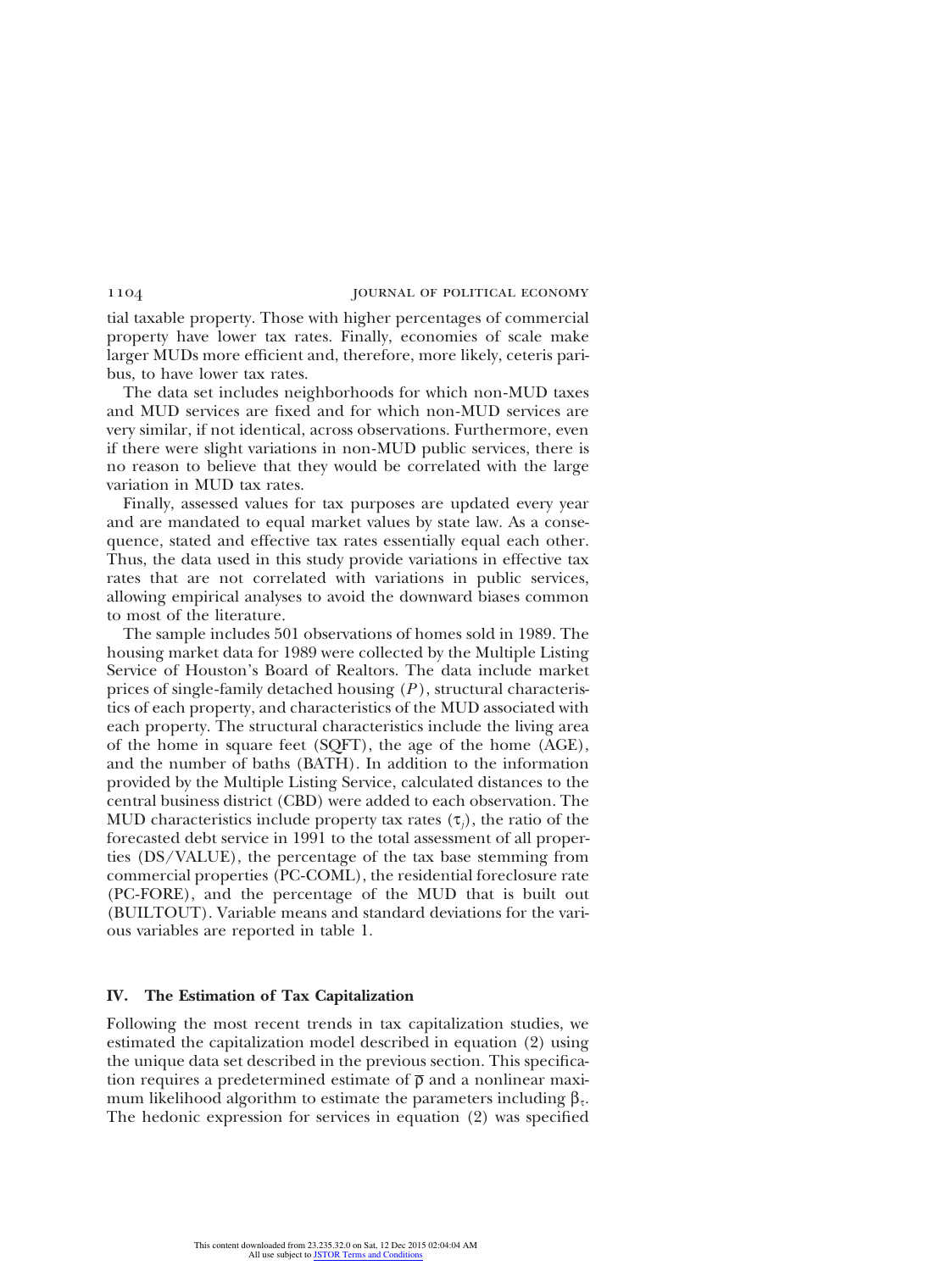tial taxable property. Those with higher percentages of commercial property have lower tax rates. Finally, economies of scale make larger MUDs more efficient and, therefore, more likely, ceteris paribus, to have lower tax rates.

The data set includes neighborhoods for which non-MUD taxes and MUD services are fixed and for which non-MUD services are very similar, if not identical, across observations. Furthermore, even if there were slight variations in non-MUD public services, there is no reason to believe that they would be correlated with the large variation in MUD tax rates.

Finally, assessed values for tax purposes are updated every year and are mandated to equal market values by state law. As a consequence, stated and effective tax rates essentially equal each other. Thus, the data used in this study provide variations in effective tax rates that are not correlated with variations in public services, allowing empirical analyses to avoid the downward biases common to most of the literature.

The sample includes 501 observations of homes sold in 1989. The housing market data for 1989 were collected by the Multiple Listing Service of Houston's Board of Realtors. The data include market prices of single-family detached housing ($P$), structural characteristics of each property, and characteristics of the MUD associated with each property. The structural characteristics include the living area of the home in square feet (SQFT), the age of the home (AGE), and the number of baths (BATH). In addition to the information provided by the Multiple Listing Service, calculated distances to the central business district (CBD) were added to each observation. The MUD characteristics include property tax rates ($\tau_j$), the ratio of the forecasted debt service in 1991 to the total assessment of all properties (DS/VALUE), the percentage of the tax base stemming from commercial properties (PC-COML), the residential foreclosure rate (PC-FORE), and the percentage of the MUD that is built out (BUILTOUT). Variable means and standard deviations for the various variables are reported in table 1.

## IV. The Estimation of Tax Capitalization

Following the most recent trends in tax capitalization studies, we estimated the capitalization model described in equation (2) using the unique data set described in the previous section. This specification requires a predetermined estimate of $\overline{\rho}$ and a nonlinear maximum likelihood algorithm to estimate the parameters including $\beta_\tau$. The hedonic expression for services in equation (2) was specified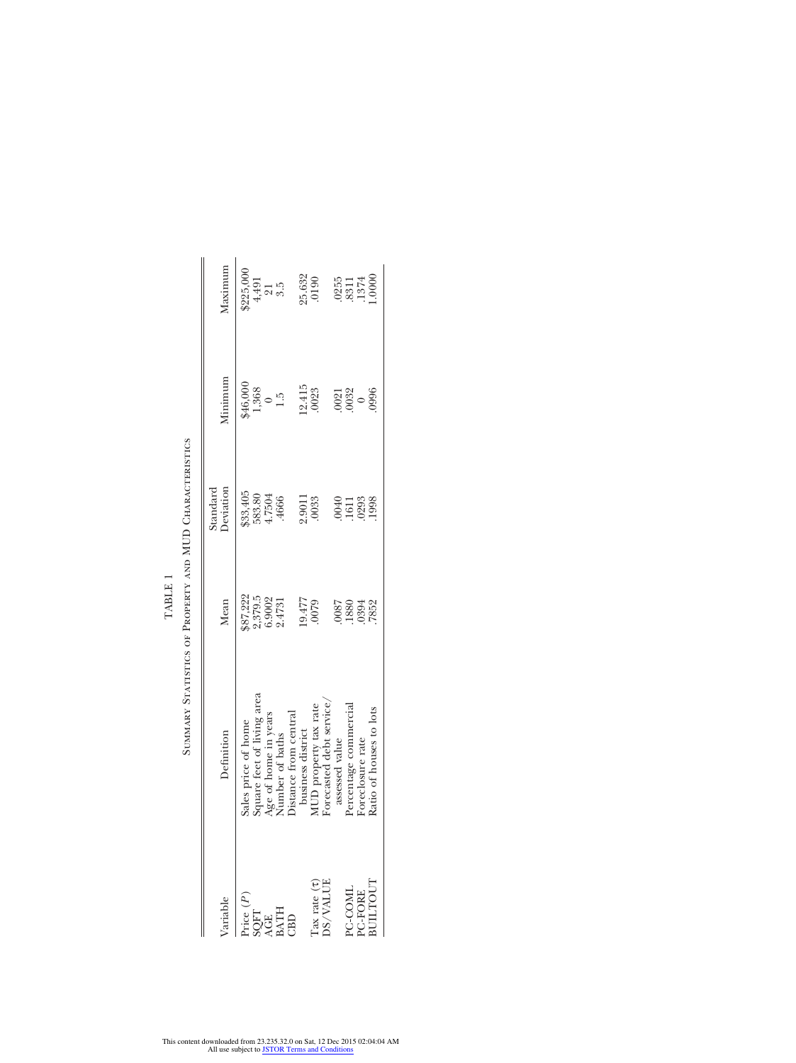TABLE 1

Summary Statistics of Property and MUD Characteristics

| Variable | Definition | Mean | Standard Deviation | Minimum | Maximum |
|---|---|---|---|---|---|
| Price ($P$) | Sales price of home | \$87,292 | \$33,405 | \$46,000 | \$225,000 |
| SQFT | Square feet of living area | 2,379.5 | 583.80 | 1,368 | 4,491 |
| AGE | Age of home in years | 6.9002 | 4.7504 | 0 | 21 |
| BATH | Number of baths | 2.4731 | .4666 | 1.5 | 3.5 |
| CBD | Distance from central business district | 19.477 | 2.9011 | 12.415 | 25.632 |
| Tax rate ($\tau$) | MUD property tax rate | .0079 | .0033 | .0023 | .0190 |
| DS/VALUE | Forecasted debt service/assessed value | .0087 | .0040 | .0021 | .0255 |
| PC-COML | Percentage commercial | .1880 | .1611 | .0032 | .8311 |
| PC-FORE | Foreclosure rate | .0394 | .0293 | 0 | .1374 |
| BUILTOUT | Ratio of houses to lots | .7852 | .1998 | .0996 | 1.0000 |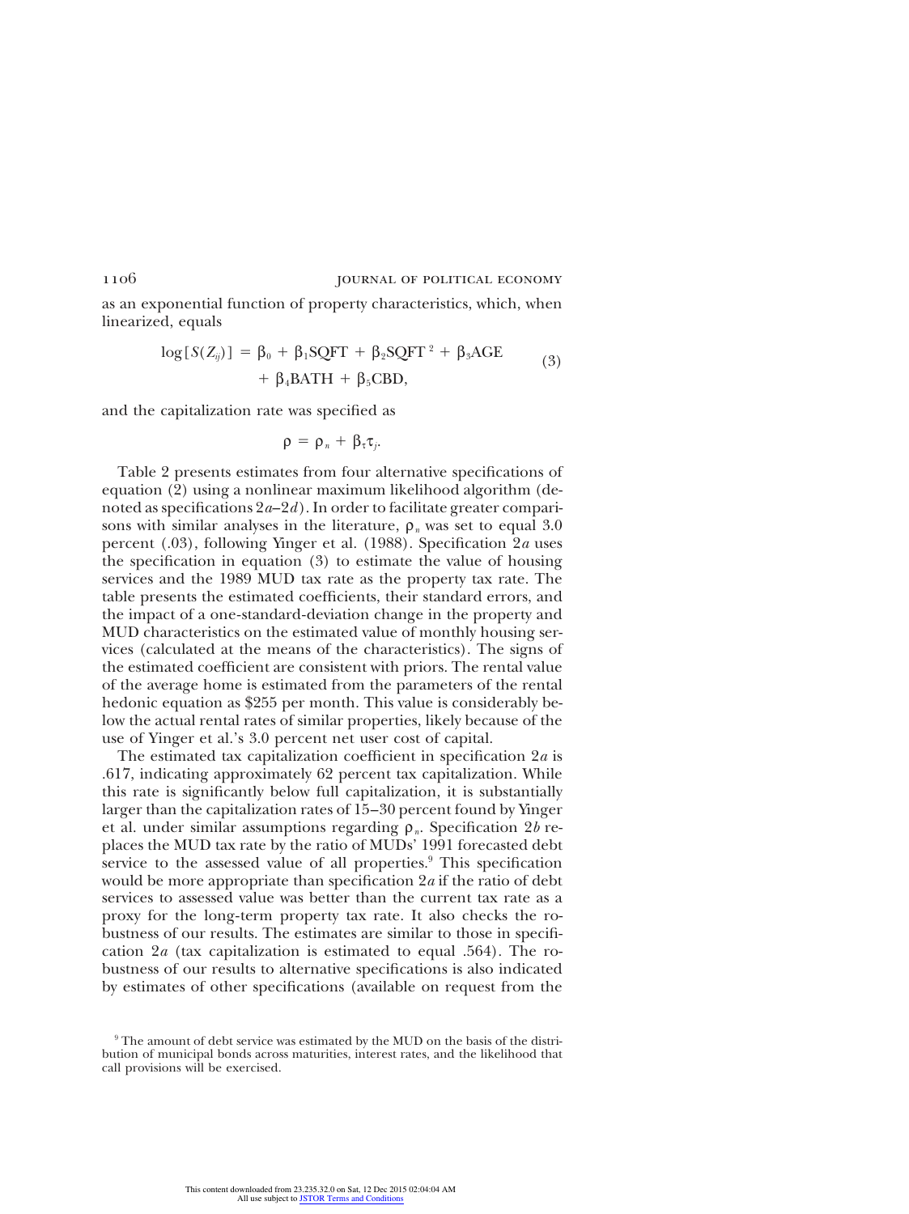as an exponential function of property characteristics, which, when linearized, equals

$$\log[S(Z_{ij})] = \beta_0 + \beta_1\text{SQFT} + \beta_2\text{SQFT}^2 + \beta_3\text{AGE} + \beta_4\text{BATH} + \beta_5\text{CBD}, \tag{3}$$

and the capitalization rate was specified as

$$\rho = \rho_n + \beta_\tau \tau_j.$$

Table 2 presents estimates from four alternative specifications of equation (2) using a nonlinear maximum likelihood algorithm (denoted as specifications 2*a*–2*d*). In order to facilitate greater comparisons with similar analyses in the literature, $\rho_n$ was set to equal 3.0 percent (.03), following Yinger et al. (1988). Specification 2*a* uses the specification in equation (3) to estimate the value of housing services and the 1989 MUD tax rate as the property tax rate. The table presents the estimated coefficients, their standard errors, and the impact of a one-standard-deviation change in the property and MUD characteristics on the estimated value of monthly housing services (calculated at the means of the characteristics). The signs of the estimated coefficient are consistent with priors. The rental value of the average home is estimated from the parameters of the rental hedonic equation as $255 per month. This value is considerably below the actual rental rates of similar properties, likely because of the use of Yinger et al.'s 3.0 percent net user cost of capital.

The estimated tax capitalization coefficient in specification 2*a* is .617, indicating approximately 62 percent tax capitalization. While this rate is significantly below full capitalization, it is substantially larger than the capitalization rates of 15–30 percent found by Yinger et al. under similar assumptions regarding $\rho_n$. Specification 2*b* replaces the MUD tax rate by the ratio of MUDs' 1991 forecasted debt service to the assessed value of all properties.[9] This specification would be more appropriate than specification 2*a* if the ratio of debt services to assessed value was better than the current tax rate as a proxy for the long-term property tax rate. It also checks the robustness of our results. The estimates are similar to those in specification 2*a* (tax capitalization is estimated to equal .564). The robustness of our results to alternative specifications is also indicated by estimates of other specifications (available on request from the

[9] The amount of debt service was estimated by the MUD on the basis of the distribution of municipal bonds across maturities, interest rates, and the likelihood that call provisions will be exercised.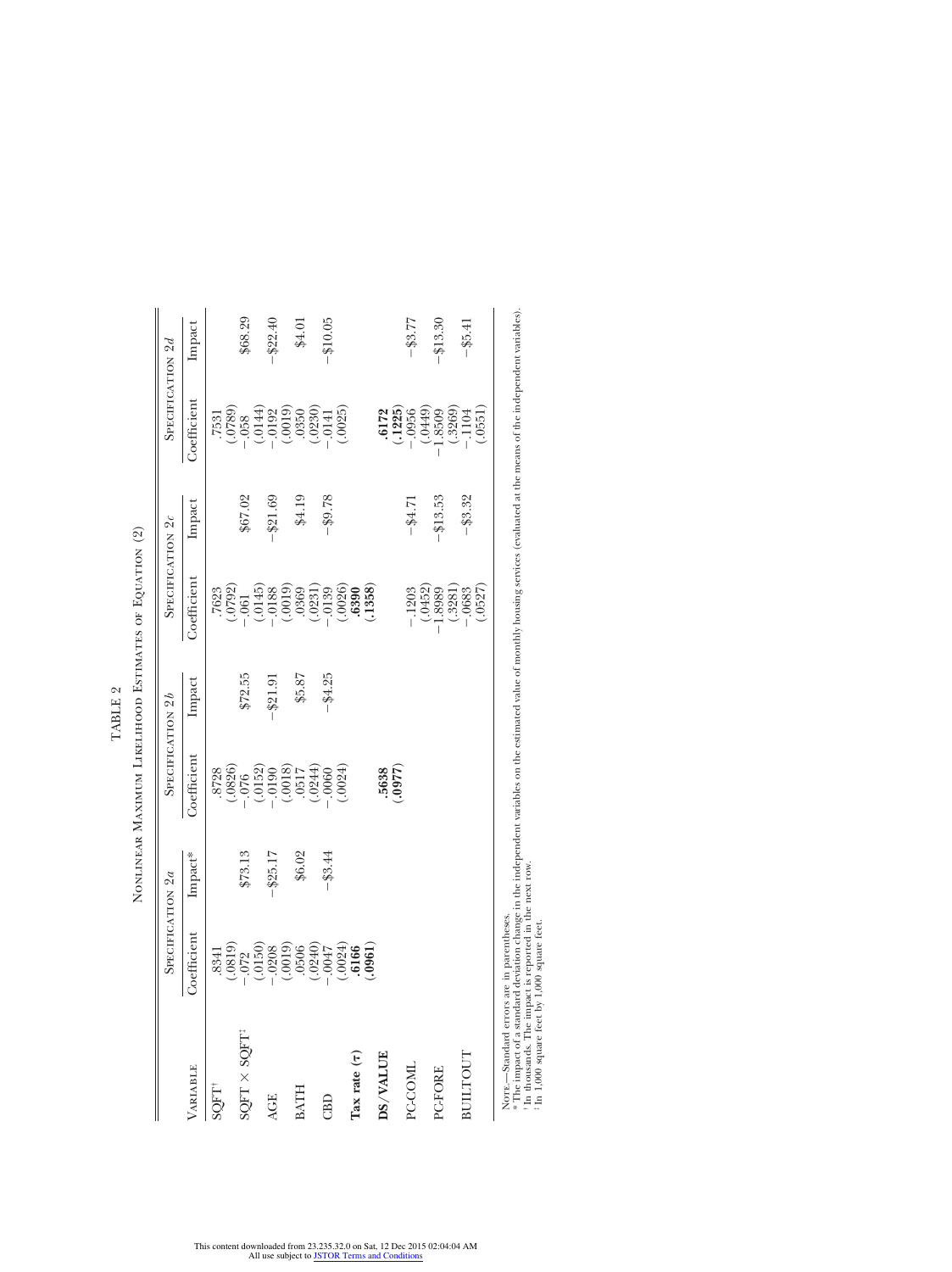TABLE 2

NONLINEAR MAXIMUM LIKELIHOOD ESTIMATES OF EQUATION (2)

| VARIABLE | SPECIFICATION 2*a* | | SPECIFICATION 2*b* | | SPECIFICATION 2*c* | | SPECIFICATION 2*d* | |
|---|---|---|---|---|---|---|---|---|
| | Coefficient | Impact* | Coefficient | Impact | Coefficient | Impact | Coefficient | Impact |
| SQFT† | .8341 | | .8728 | | .7623 | | .7531 | |
| | (.0819) | | (.0826) | | (.0792) | | (.0789) | |
| SQFT × SQFT‡ | −.072 | $73.13 | −.076 | $72.55 | −.061 | $67.02 | −.058 | $68.29 |
| | (.0150) | | (.0152) | | (.0145) | | (.0144) | |
| AGE | −.0208 | −$25.17 | −.0190 | −$21.91 | −.0188 | −$21.69 | −.0192 | −$22.40 |
| | (.0019) | | (.0018) | | (.0019) | | (.0019) | |
| BATH | .0506 | $6.02 | .0517 | $5.87 | .0369 | $4.19 | .0350 | $4.01 |
| | (.0240) | | (.0244) | | (.0231) | | (.0230) | |
| CBD | −.0047 | −$3.44 | −.0060 | −$4.25 | −.0139 | −$9.78 | −.0141 | −$10.05 |
| | (.0024) | | (.0024) | | (.0026) | | (.0025) | |
| **Tax rate (τ)** | **.6166** | | | | **.6390** | | | |
| | **(.0961)** | | | | **(.1358)** | | | |
| **DS/VALUE** | | | **.5638** | | | | **.6172** | |
| | | | **(.0977)** | | | | **(.1225)** | |
| PC-COML | | | | | −.1203 | −$4.71 | −.0956 | −$3.77 |
| | | | | | (.0452) | | (.0449) | |
| PC-FORE | | | | | −1.8989 | −$13.53 | −1.8509 | −$13.30 |
| | | | | | (.3281) | | (.3269) | |
| BUILTOUT | | | | | −.0683 | −$3.32 | −.1104 | −$5.41 |
| | | | | | (.0527) | | (.0551) | |

NOTE.—Standard errors are in parentheses.
* The impact of a standard deviation change in the independent variables on the estimated value of monthly housing services (evaluated at the means of the independent variables).
† In thousands. The impact is reported in the next row.
‡ In 1,000 square feet by 1,000 square feet.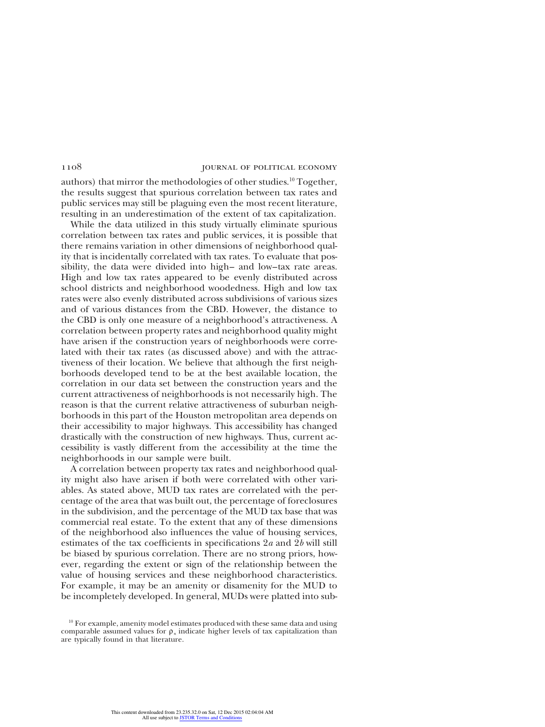authors) that mirror the methodologies of other studies.[10] Together, the results suggest that spurious correlation between tax rates and public services may still be plaguing even the most recent literature, resulting in an underestimation of the extent of tax capitalization.

While the data utilized in this study virtually eliminate spurious correlation between tax rates and public services, it is possible that there remains variation in other dimensions of neighborhood quality that is incidentally correlated with tax rates. To evaluate that possibility, the data were divided into high– and low–tax rate areas. High and low tax rates appeared to be evenly distributed across school districts and neighborhood woodedness. High and low tax rates were also evenly distributed across subdivisions of various sizes and of various distances from the CBD. However, the distance to the CBD is only one measure of a neighborhood's attractiveness. A correlation between property rates and neighborhood quality might have arisen if the construction years of neighborhoods were correlated with their tax rates (as discussed above) and with the attractiveness of their location. We believe that although the first neighborhoods developed tend to be at the best available location, the correlation in our data set between the construction years and the current attractiveness of neighborhoods is not necessarily high. The reason is that the current relative attractiveness of suburban neighborhoods in this part of the Houston metropolitan area depends on their accessibility to major highways. This accessibility has changed drastically with the construction of new highways. Thus, current accessibility is vastly different from the accessibility at the time the neighborhoods in our sample were built.

A correlation between property tax rates and neighborhood quality might also have arisen if both were correlated with other variables. As stated above, MUD tax rates are correlated with the percentage of the area that was built out, the percentage of foreclosures in the subdivision, and the percentage of the MUD tax base that was commercial real estate. To the extent that any of these dimensions of the neighborhood also influences the value of housing services, estimates of the tax coefficients in specifications 2*a* and 2*b* will still be biased by spurious correlation. There are no strong priors, however, regarding the extent or sign of the relationship between the value of housing services and these neighborhood characteristics. For example, it may be an amenity or disamenity for the MUD to be incompletely developed. In general, MUDs were platted into sub-

[10] For example, amenity model estimates produced with these same data and using comparable assumed values for $\rho_n$ indicate higher levels of tax capitalization than are typically found in that literature.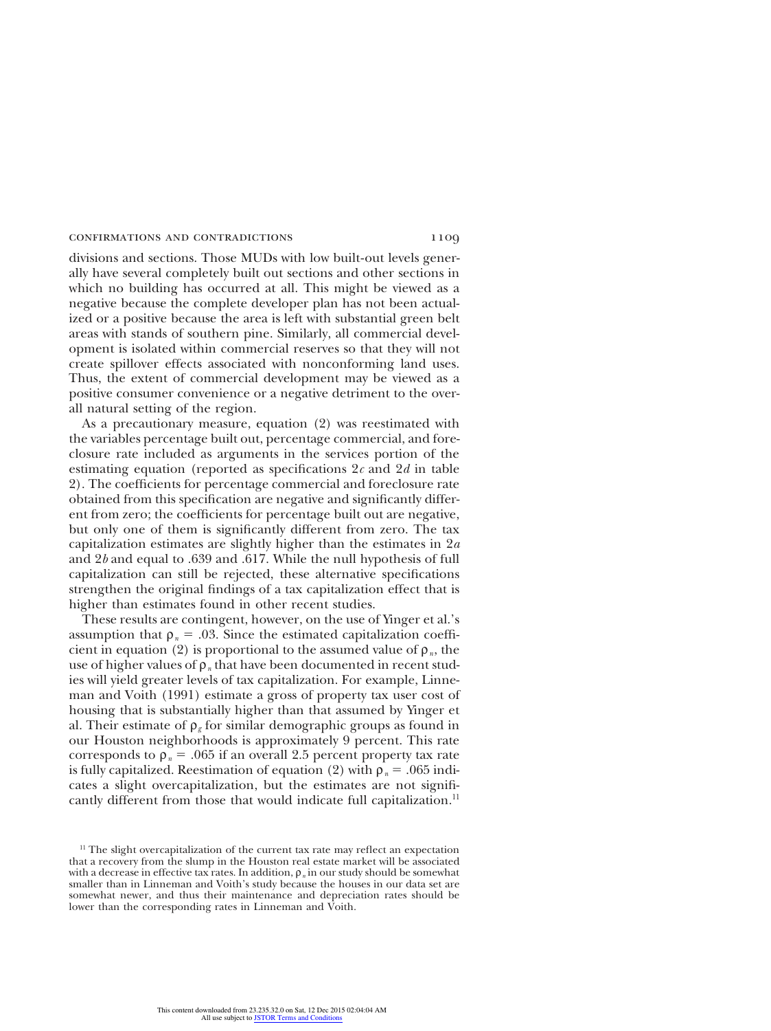divisions and sections. Those MUDs with low built-out levels generally have several completely built out sections and other sections in which no building has occurred at all. This might be viewed as a negative because the complete developer plan has not been actualized or a positive because the area is left with substantial green belt areas with stands of southern pine. Similarly, all commercial development is isolated within commercial reserves so that they will not create spillover effects associated with nonconforming land uses. Thus, the extent of commercial development may be viewed as a positive consumer convenience or a negative detriment to the overall natural setting of the region.

As a precautionary measure, equation (2) was reestimated with the variables percentage built out, percentage commercial, and foreclosure rate included as arguments in the services portion of the estimating equation (reported as specifications 2*c* and 2*d* in table 2). The coefficients for percentage commercial and foreclosure rate obtained from this specification are negative and significantly different from zero; the coefficients for percentage built out are negative, but only one of them is significantly different from zero. The tax capitalization estimates are slightly higher than the estimates in 2*a* and 2*b* and equal to .639 and .617. While the null hypothesis of full capitalization can still be rejected, these alternative specifications strengthen the original findings of a tax capitalization effect that is higher than estimates found in other recent studies.

These results are contingent, however, on the use of Yinger et al.'s assumption that $\rho_n = .03$. Since the estimated capitalization coefficient in equation (2) is proportional to the assumed value of $\rho_n$, the use of higher values of $\rho_n$ that have been documented in recent studies will yield greater levels of tax capitalization. For example, Linneman and Voith (1991) estimate a gross of property tax user cost of housing that is substantially higher than that assumed by Yinger et al. Their estimate of $\rho_g$ for similar demographic groups as found in our Houston neighborhoods is approximately 9 percent. This rate corresponds to $\rho_n = .065$ if an overall 2.5 percent property tax rate is fully capitalized. Reestimation of equation (2) with $\rho_n = .065$ indicates a slight overcapitalization, but the estimates are not significantly different from those that would indicate full capitalization.[11]

[11] The slight overcapitalization of the current tax rate may reflect an expectation that a recovery from the slump in the Houston real estate market will be associated with a decrease in effective tax rates. In addition, $\rho_n$ in our study should be somewhat smaller than in Linneman and Voith's study because the houses in our data set are somewhat newer, and thus their maintenance and depreciation rates should be lower than the corresponding rates in Linneman and Voith.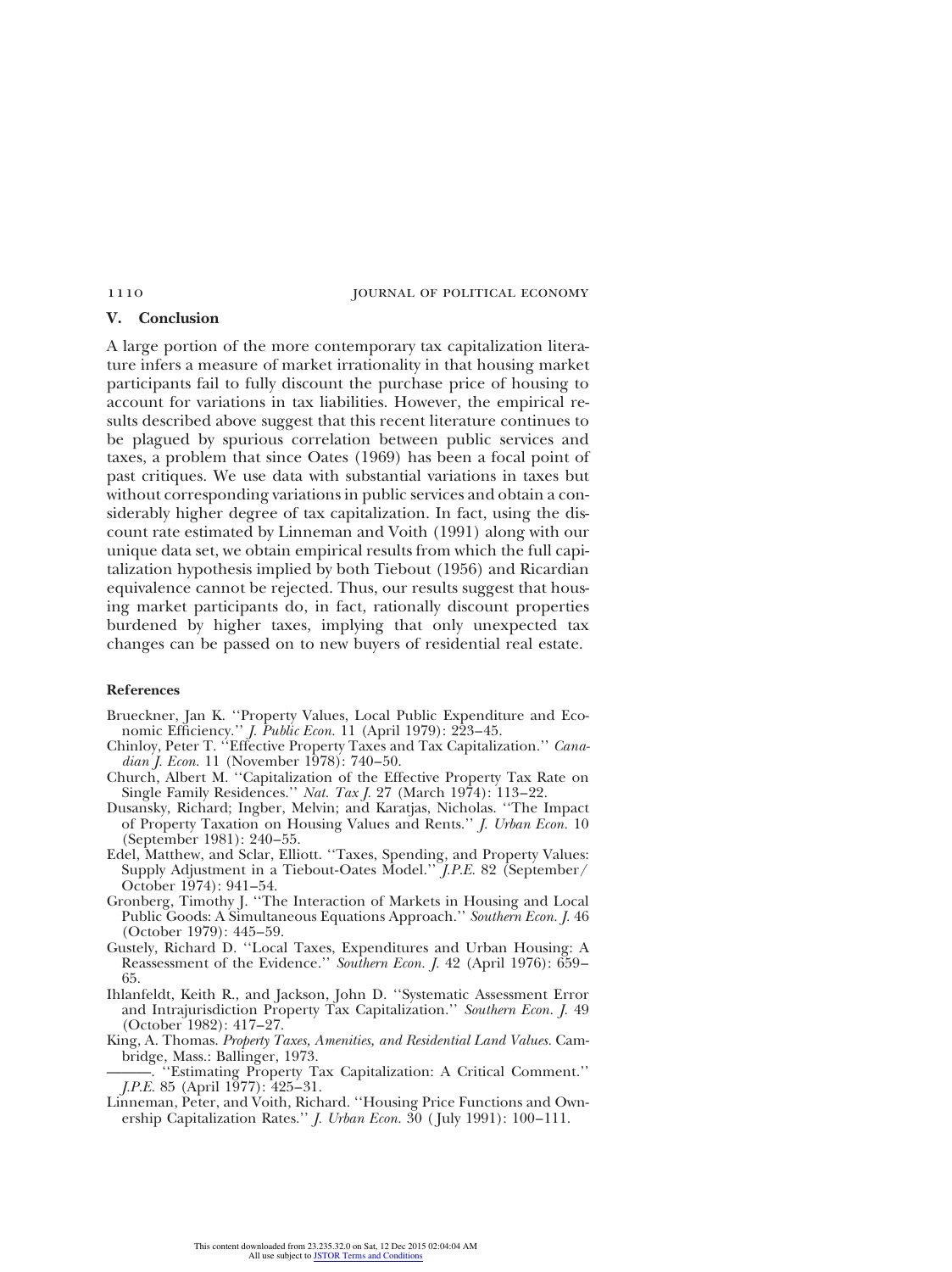## V. Conclusion

A large portion of the more contemporary tax capitalization literature infers a measure of market irrationality in that housing market participants fail to fully discount the purchase price of housing to account for variations in tax liabilities. However, the empirical results described above suggest that this recent literature continues to be plagued by spurious correlation between public services and taxes, a problem that since Oates (1969) has been a focal point of past critiques. We use data with substantial variations in taxes but without corresponding variations in public services and obtain a considerably higher degree of tax capitalization. In fact, using the discount rate estimated by Linneman and Voith (1991) along with our unique data set, we obtain empirical results from which the full capitalization hypothesis implied by both Tiebout (1956) and Ricardian equivalence cannot be rejected. Thus, our results suggest that housing market participants do, in fact, rationally discount properties burdened by higher taxes, implying that only unexpected tax changes can be passed on to new buyers of residential real estate.

### References

Brueckner, Jan K. "Property Values, Local Public Expenditure and Economic Efficiency." *J. Public Econ.* 11 (April 1979): 223–45.

Chinloy, Peter T. "Effective Property Taxes and Tax Capitalization." *Canadian J. Econ.* 11 (November 1978): 740–50.

Church, Albert M. "Capitalization of the Effective Property Tax Rate on Single Family Residences." *Nat. Tax J.* 27 (March 1974): 113–22.

Dusansky, Richard; Ingber, Melvin; and Karatjas, Nicholas. "The Impact of Property Taxation on Housing Values and Rents." *J. Urban Econ.* 10 (September 1981): 240–55.

Edel, Matthew, and Sclar, Elliott. "Taxes, Spending, and Property Values: Supply Adjustment in a Tiebout-Oates Model." *J.P.E.* 82 (September/October 1974): 941–54.

Gronberg, Timothy J. "The Interaction of Markets in Housing and Local Public Goods: A Simultaneous Equations Approach." *Southern Econ. J.* 46 (October 1979): 445–59.

Gustely, Richard D. "Local Taxes, Expenditures and Urban Housing: A Reassessment of the Evidence." *Southern Econ. J.* 42 (April 1976): 659–65.

Ihlanfeldt, Keith R., and Jackson, John D. "Systematic Assessment Error and Intrajurisdiction Property Tax Capitalization." *Southern Econ. J.* 49 (October 1982): 417–27.

King, A. Thomas. *Property Taxes, Amenities, and Residential Land Values.* Cambridge, Mass.: Ballinger, 1973.

———. "Estimating Property Tax Capitalization: A Critical Comment." *J.P.E.* 85 (April 1977): 425–31.

Linneman, Peter, and Voith, Richard. "Housing Price Functions and Ownership Capitalization Rates." *J. Urban Econ.* 30 (July 1991): 100–111.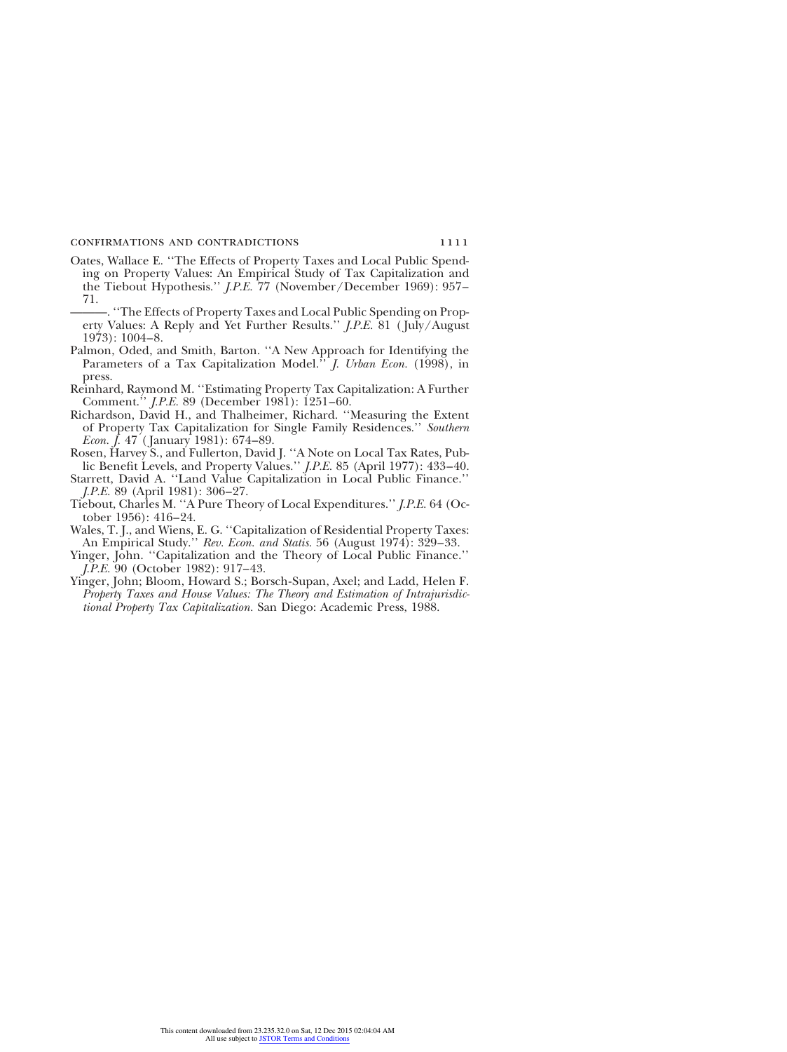Oates, Wallace E. ''The Effects of Property Taxes and Local Public Spending on Property Values: An Empirical Study of Tax Capitalization and the Tiebout Hypothesis.'' *J.P.E.* 77 (November/December 1969): 957–71.

———. ''The Effects of Property Taxes and Local Public Spending on Property Values: A Reply and Yet Further Results.'' *J.P.E.* 81 (July/August 1973): 1004–8.

Palmon, Oded, and Smith, Barton. ''A New Approach for Identifying the Parameters of a Tax Capitalization Model.'' *J. Urban Econ.* (1998), in press.

Reinhard, Raymond M. ''Estimating Property Tax Capitalization: A Further Comment.'' *J.P.E.* 89 (December 1981): 1251–60.

Richardson, David H., and Thalheimer, Richard. ''Measuring the Extent of Property Tax Capitalization for Single Family Residences.'' *Southern Econ. J.* 47 (January 1981): 674–89.

Rosen, Harvey S., and Fullerton, David J. ''A Note on Local Tax Rates, Public Benefit Levels, and Property Values.'' *J.P.E.* 85 (April 1977): 433–40.

Starrett, David A. ''Land Value Capitalization in Local Public Finance.'' *J.P.E.* 89 (April 1981): 306–27.

Tiebout, Charles M. ''A Pure Theory of Local Expenditures.'' *J.P.E.* 64 (October 1956): 416–24.

Wales, T. J., and Wiens, E. G. ''Capitalization of Residential Property Taxes: An Empirical Study.'' *Rev. Econ. and Statis.* 56 (August 1974): 329–33.

Yinger, John. ''Capitalization and the Theory of Local Public Finance.'' *J.P.E.* 90 (October 1982): 917–43.

Yinger, John; Bloom, Howard S.; Borsch-Supan, Axel; and Ladd, Helen F. *Property Taxes and House Values: The Theory and Estimation of Intrajurisdictional Property Tax Capitalization.* San Diego: Academic Press, 1988.